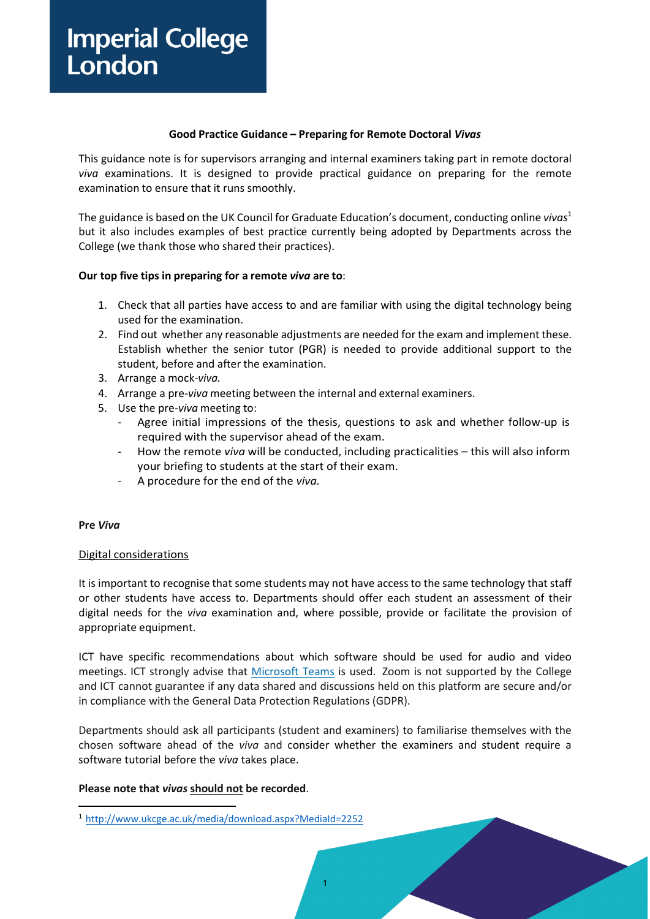Imperial College London

**Good Practice Guidance – Preparing for Remote Doctoral *Vivas***

This guidance note is for supervisors arranging and internal examiners taking part in remote doctoral *viva* examinations. It is designed to provide practical guidance on preparing for the remote examination to ensure that it runs smoothly.

The guidance is based on the UK Council for Graduate Education's document, conducting online *vivas*[1] but it also includes examples of best practice currently being adopted by Departments across the College (we thank those who shared their practices).

**Our top five tips in preparing for a remote *viva* are to**:

1. Check that all parties have access to and are familiar with using the digital technology being used for the examination.
2. Find out whether any reasonable adjustments are needed for the exam and implement these. Establish whether the senior tutor (PGR) is needed to provide additional support to the student, before and after the examination.
3. Arrange a mock-*viva.*
4. Arrange a pre-*viva* meeting between the internal and external examiners.
5. Use the pre-*viva* meeting to:
   - Agree initial impressions of the thesis, questions to ask and whether follow-up is required with the supervisor ahead of the exam.
   - How the remote *viva* will be conducted, including practicalities – this will also inform your briefing to students at the start of their exam.
   - A procedure for the end of the *viva.*

**Pre *Viva***

Digital considerations

It is important to recognise that some students may not have access to the same technology that staff or other students have access to. Departments should offer each student an assessment of their digital needs for the *viva* examination and, where possible, provide or facilitate the provision of appropriate equipment.

ICT have specific recommendations about which software should be used for audio and video meetings. ICT strongly advise that Microsoft Teams is used. Zoom is not supported by the College and ICT cannot guarantee if any data shared and discussions held on this platform are secure and/or in compliance with the General Data Protection Regulations (GDPR).

Departments should ask all participants (student and examiners) to familiarise themselves with the chosen software ahead of the *viva* and consider whether the examiners and student require a software tutorial before the *viva* takes place.

**Please note that *vivas* should not be recorded**.

[1] http://www.ukcge.ac.uk/media/download.aspx?MediaId=2252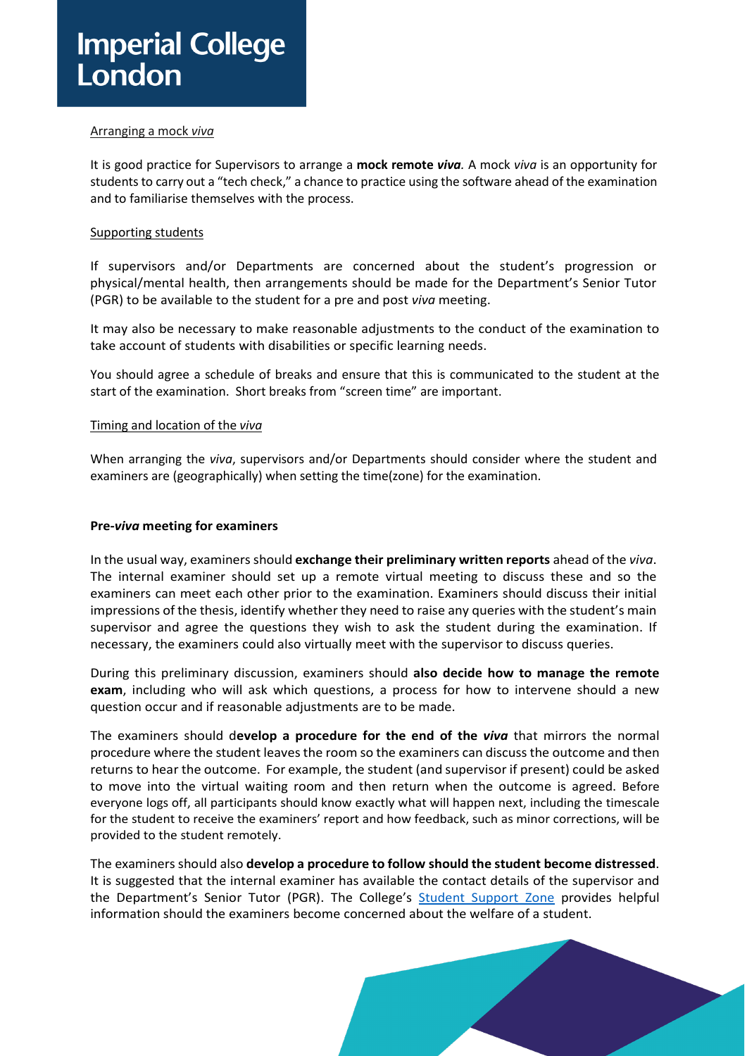Arranging a mock *viva*

It is good practice for Supervisors to arrange a **mock remote *viva*.** A mock *viva* is an opportunity for students to carry out a "tech check," a chance to practice using the software ahead of the examination and to familiarise themselves with the process.

Supporting students

If supervisors and/or Departments are concerned about the student's progression or physical/mental health, then arrangements should be made for the Department's Senior Tutor (PGR) to be available to the student for a pre and post *viva* meeting.

It may also be necessary to make reasonable adjustments to the conduct of the examination to take account of students with disabilities or specific learning needs.

You should agree a schedule of breaks and ensure that this is communicated to the student at the start of the examination. Short breaks from "screen time" are important.

Timing and location of the *viva*

When arranging the *viva*, supervisors and/or Departments should consider where the student and examiners are (geographically) when setting the time(zone) for the examination.

**Pre-*viva* meeting for examiners**

In the usual way, examiners should **exchange their preliminary written reports** ahead of the *viva*. The internal examiner should set up a remote virtual meeting to discuss these and so the examiners can meet each other prior to the examination. Examiners should discuss their initial impressions of the thesis, identify whether they need to raise any queries with the student's main supervisor and agree the questions they wish to ask the student during the examination. If necessary, the examiners could also virtually meet with the supervisor to discuss queries.

During this preliminary discussion, examiners should **also decide how to manage the remote exam**, including who will ask which questions, a process for how to intervene should a new question occur and if reasonable adjustments are to be made.

The examiners should d**evelop a procedure for the end of the *viva*** that mirrors the normal procedure where the student leaves the room so the examiners can discuss the outcome and then returns to hear the outcome. For example, the student (and supervisor if present) could be asked to move into the virtual waiting room and then return when the outcome is agreed. Before everyone logs off, all participants should know exactly what will happen next, including the timescale for the student to receive the examiners' report and how feedback, such as minor corrections, will be provided to the student remotely.

The examiners should also **develop a procedure to follow should the student become distressed**. It is suggested that the internal examiner has available the contact details of the supervisor and the Department's Senior Tutor (PGR). The College's Student Support Zone provides helpful information should the examiners become concerned about the welfare of a student.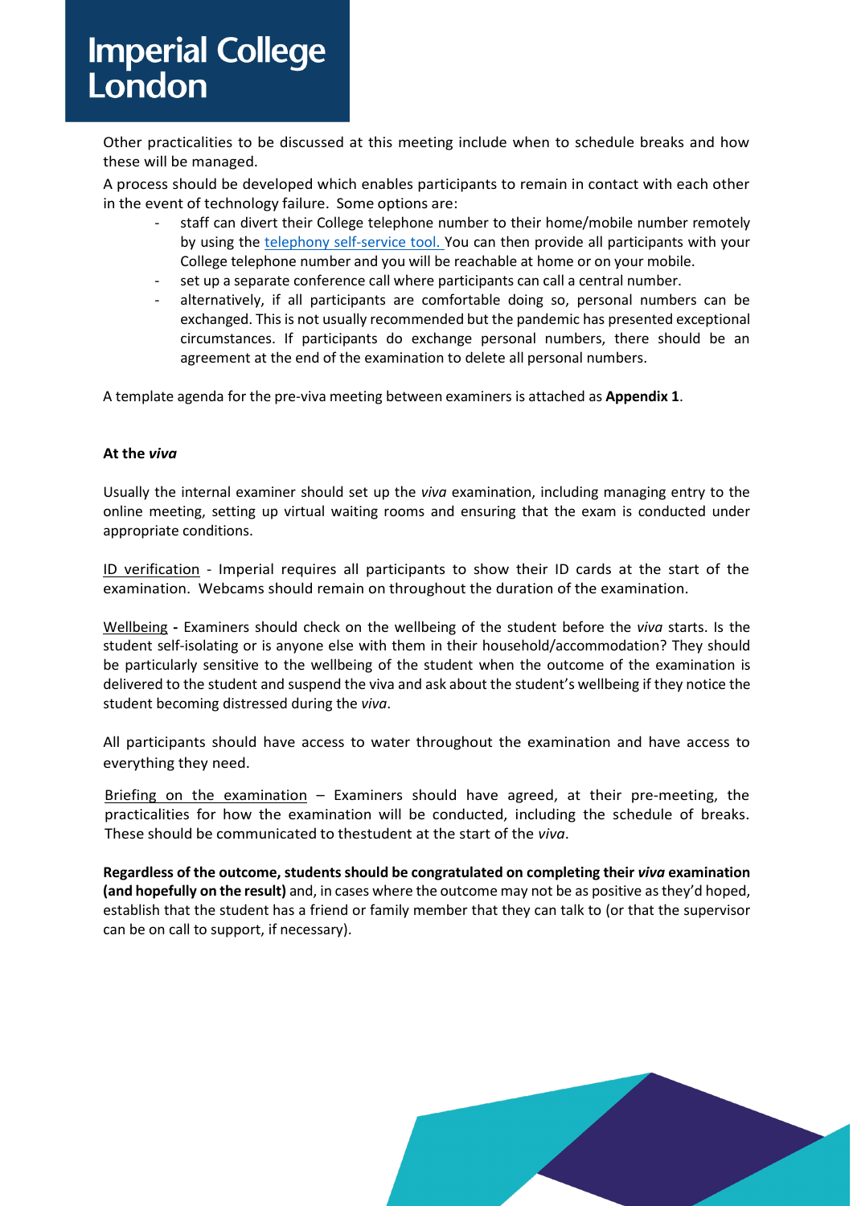Other practicalities to be discussed at this meeting include when to schedule breaks and how these will be managed.

A process should be developed which enables participants to remain in contact with each other in the event of technology failure. Some options are:

- staff can divert their College telephone number to their home/mobile number remotely by using the telephony self-service tool. You can then provide all participants with your College telephone number and you will be reachable at home or on your mobile.
- set up a separate conference call where participants can call a central number.
- alternatively, if all participants are comfortable doing so, personal numbers can be exchanged. This is not usually recommended but the pandemic has presented exceptional circumstances. If participants do exchange personal numbers, there should be an agreement at the end of the examination to delete all personal numbers.

A template agenda for the pre-viva meeting between examiners is attached as **Appendix 1**.

**At the *viva***

Usually the internal examiner should set up the *viva* examination, including managing entry to the online meeting, setting up virtual waiting rooms and ensuring that the exam is conducted under appropriate conditions.

<u>ID verification</u> - Imperial requires all participants to show their ID cards at the start of the examination. Webcams should remain on throughout the duration of the examination.

<u>Wellbeing</u> **-** Examiners should check on the wellbeing of the student before the *viva* starts. Is the student self-isolating or is anyone else with them in their household/accommodation? They should be particularly sensitive to the wellbeing of the student when the outcome of the examination is delivered to the student and suspend the viva and ask about the student's wellbeing if they notice the student becoming distressed during the *viva*.

All participants should have access to water throughout the examination and have access to everything they need.

<u>Briefing on the examination</u> – Examiners should have agreed, at their pre-meeting, the practicalities for how the examination will be conducted, including the schedule of breaks. These should be communicated to thestudent at the start of the *viva*.

**Regardless of the outcome, students should be congratulated on completing their *viva* examination (and hopefully on the result)** and, in cases where the outcome may not be as positive as they'd hoped, establish that the student has a friend or family member that they can talk to (or that the supervisor can be on call to support, if necessary).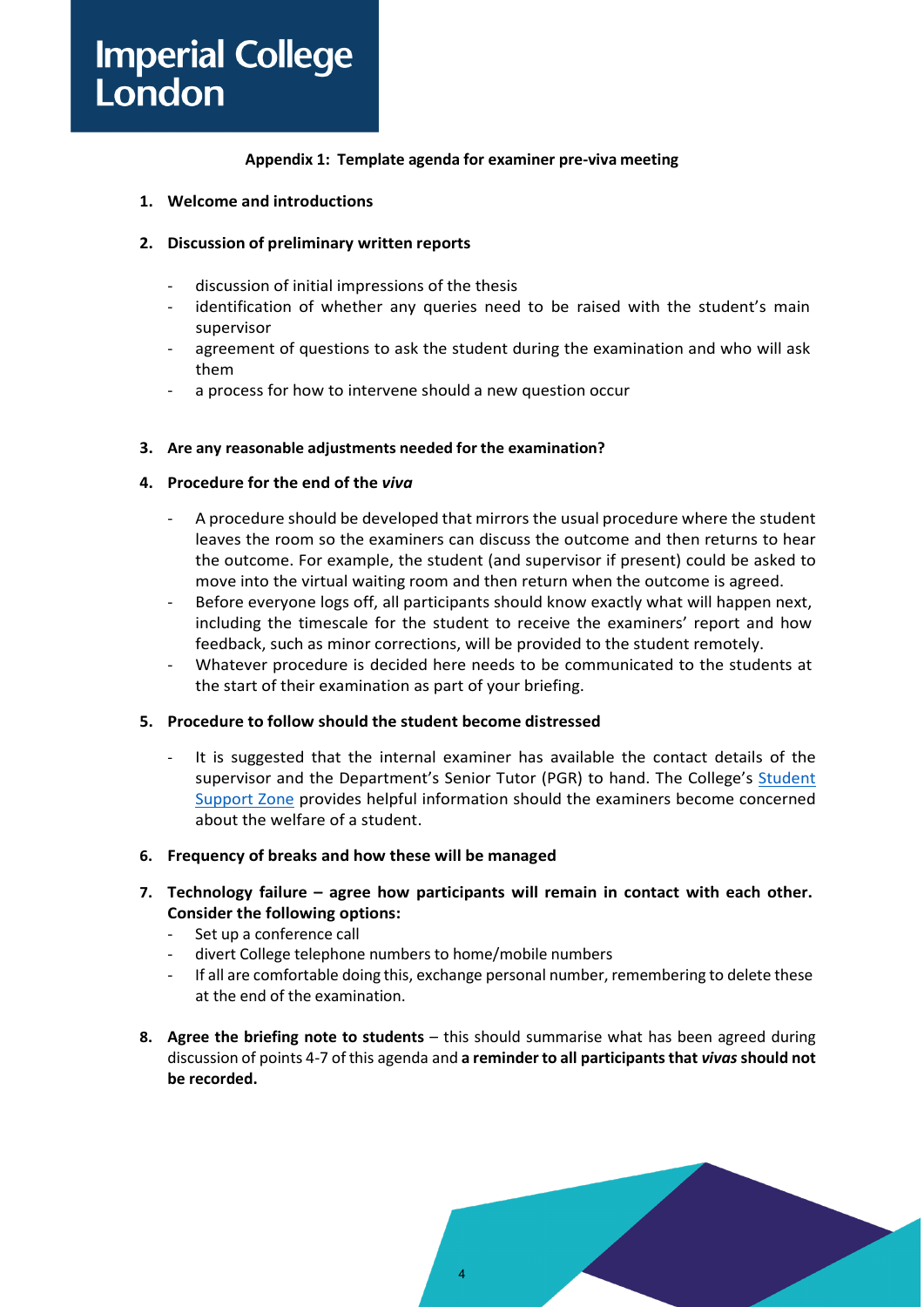**Appendix 1: Template agenda for examiner pre-viva meeting**

1. **Welcome and introductions**

2. **Discussion of preliminary written reports**

   - discussion of initial impressions of the thesis
   - identification of whether any queries need to be raised with the student's main supervisor
   - agreement of questions to ask the student during the examination and who will ask them
   - a process for how to intervene should a new question occur

3. **Are any reasonable adjustments needed for the examination?**

4. **Procedure for the end of the *viva***

   - A procedure should be developed that mirrors the usual procedure where the student leaves the room so the examiners can discuss the outcome and then returns to hear the outcome. For example, the student (and supervisor if present) could be asked to move into the virtual waiting room and then return when the outcome is agreed.
   - Before everyone logs off, all participants should know exactly what will happen next, including the timescale for the student to receive the examiners' report and how feedback, such as minor corrections, will be provided to the student remotely.
   - Whatever procedure is decided here needs to be communicated to the students at the start of their examination as part of your briefing.

5. **Procedure to follow should the student become distressed**

   - It is suggested that the internal examiner has available the contact details of the supervisor and the Department's Senior Tutor (PGR) to hand. The College's Student Support Zone provides helpful information should the examiners become concerned about the welfare of a student.

6. **Frequency of breaks and how these will be managed**

7. **Technology failure – agree how participants will remain in contact with each other. Consider the following options:**
   - Set up a conference call
   - divert College telephone numbers to home/mobile numbers
   - If all are comfortable doing this, exchange personal number, remembering to delete these at the end of the examination.

8. **Agree the briefing note to students** – this should summarise what has been agreed during discussion of points 4-7 of this agenda and **a reminder to all participants that *vivas* should not be recorded.**